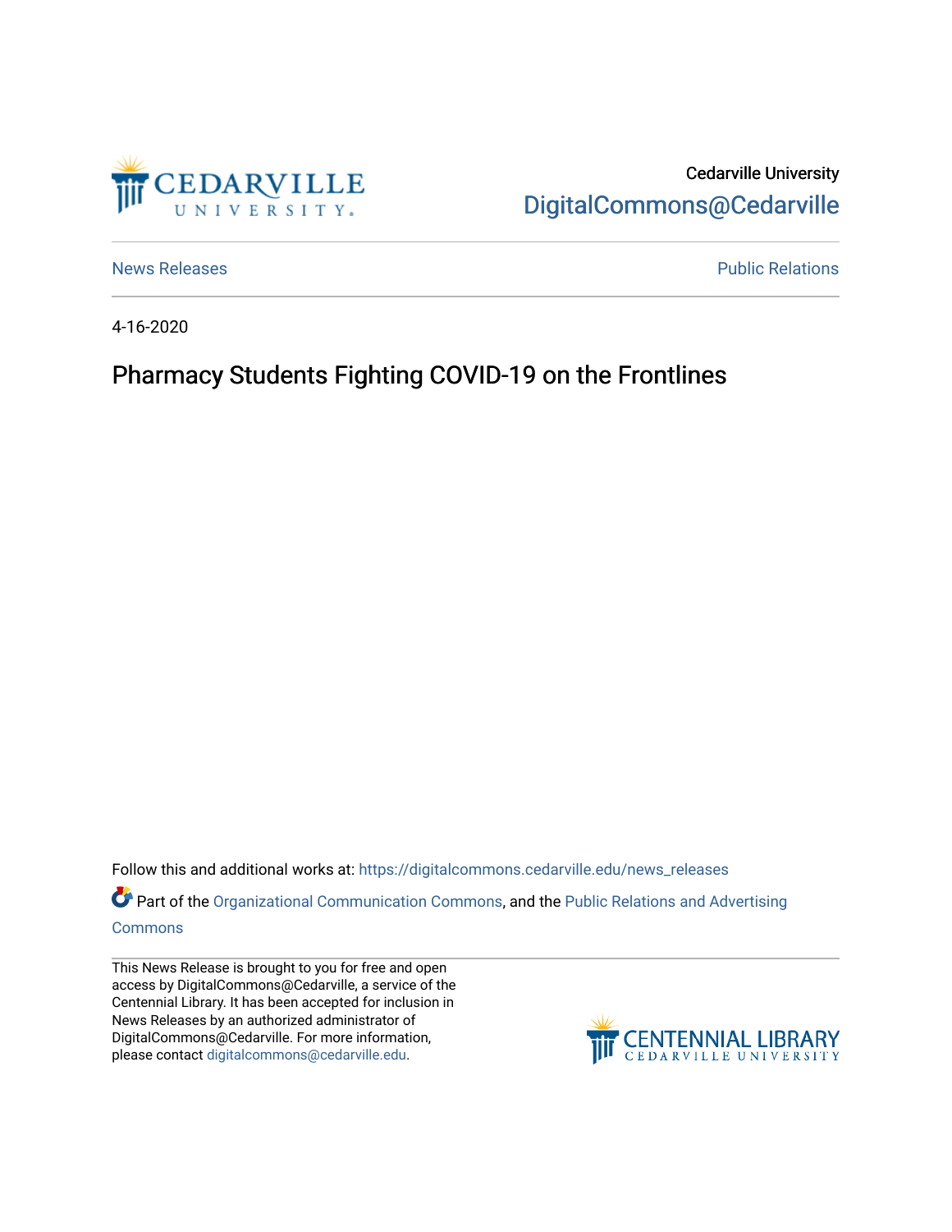Cedarville University

DigitalCommons@Cedarville

News Releases

Public Relations

4-16-2020

# Pharmacy Students Fighting COVID-19 on the Frontlines

Follow this and additional works at: https://digitalcommons.cedarville.edu/news_releases

Part of the Organizational Communication Commons, and the Public Relations and Advertising Commons

This News Release is brought to you for free and open access by DigitalCommons@Cedarville, a service of the Centennial Library. It has been accepted for inclusion in News Releases by an authorized administrator of DigitalCommons@Cedarville. For more information, please contact digitalcommons@cedarville.edu.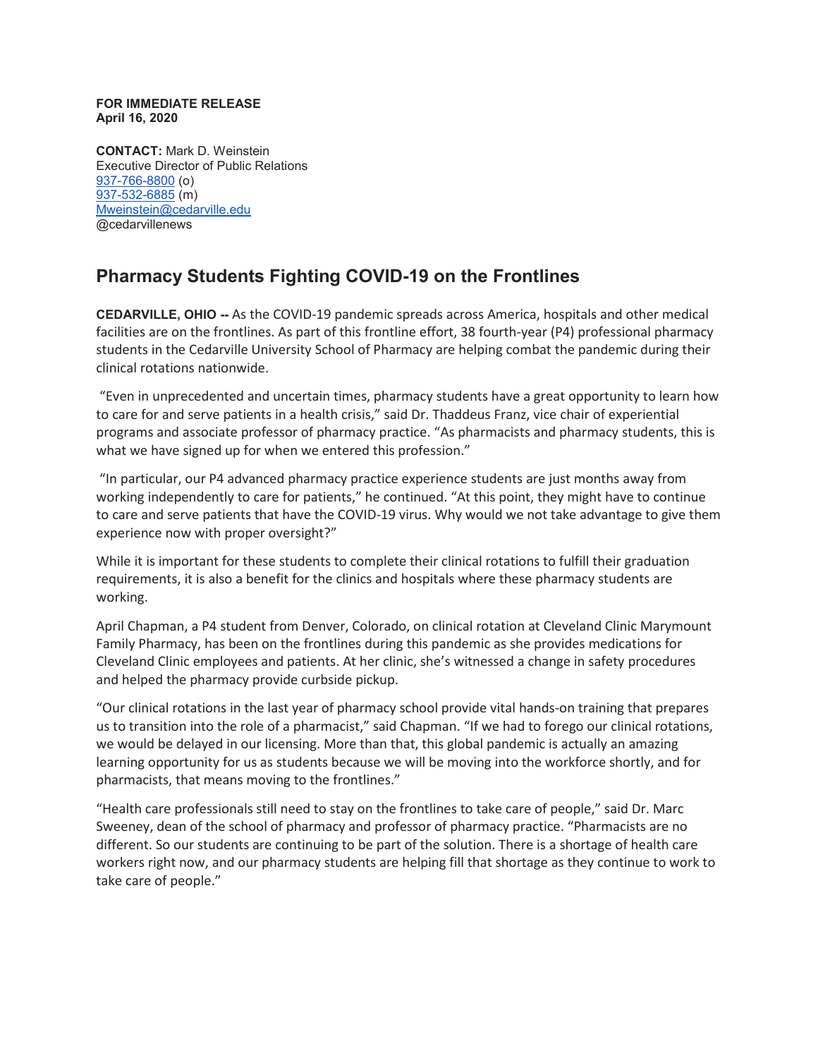**FOR IMMEDIATE RELEASE**
**April 16, 2020**

**CONTACT:** Mark D. Weinstein
Executive Director of Public Relations
937-766-8800 (o)
937-532-6885 (m)
Mweinstein@cedarville.edu
@cedarvillenews

## Pharmacy Students Fighting COVID-19 on the Frontlines

**CEDARVILLE, OHIO --** As the COVID-19 pandemic spreads across America, hospitals and other medical facilities are on the frontlines. As part of this frontline effort, 38 fourth-year (P4) professional pharmacy students in the Cedarville University School of Pharmacy are helping combat the pandemic during their clinical rotations nationwide.

"Even in unprecedented and uncertain times, pharmacy students have a great opportunity to learn how to care for and serve patients in a health crisis," said Dr. Thaddeus Franz, vice chair of experiential programs and associate professor of pharmacy practice. "As pharmacists and pharmacy students, this is what we have signed up for when we entered this profession."

"In particular, our P4 advanced pharmacy practice experience students are just months away from working independently to care for patients," he continued. "At this point, they might have to continue to care and serve patients that have the COVID-19 virus. Why would we not take advantage to give them experience now with proper oversight?"

While it is important for these students to complete their clinical rotations to fulfill their graduation requirements, it is also a benefit for the clinics and hospitals where these pharmacy students are working.

April Chapman, a P4 student from Denver, Colorado, on clinical rotation at Cleveland Clinic Marymount Family Pharmacy, has been on the frontlines during this pandemic as she provides medications for Cleveland Clinic employees and patients. At her clinic, she's witnessed a change in safety procedures and helped the pharmacy provide curbside pickup.

"Our clinical rotations in the last year of pharmacy school provide vital hands-on training that prepares us to transition into the role of a pharmacist," said Chapman. "If we had to forego our clinical rotations, we would be delayed in our licensing. More than that, this global pandemic is actually an amazing learning opportunity for us as students because we will be moving into the workforce shortly, and for pharmacists, that means moving to the frontlines."

"Health care professionals still need to stay on the frontlines to take care of people," said Dr. Marc Sweeney, dean of the school of pharmacy and professor of pharmacy practice. "Pharmacists are no different. So our students are continuing to be part of the solution. There is a shortage of health care workers right now, and our pharmacy students are helping fill that shortage as they continue to work to take care of people."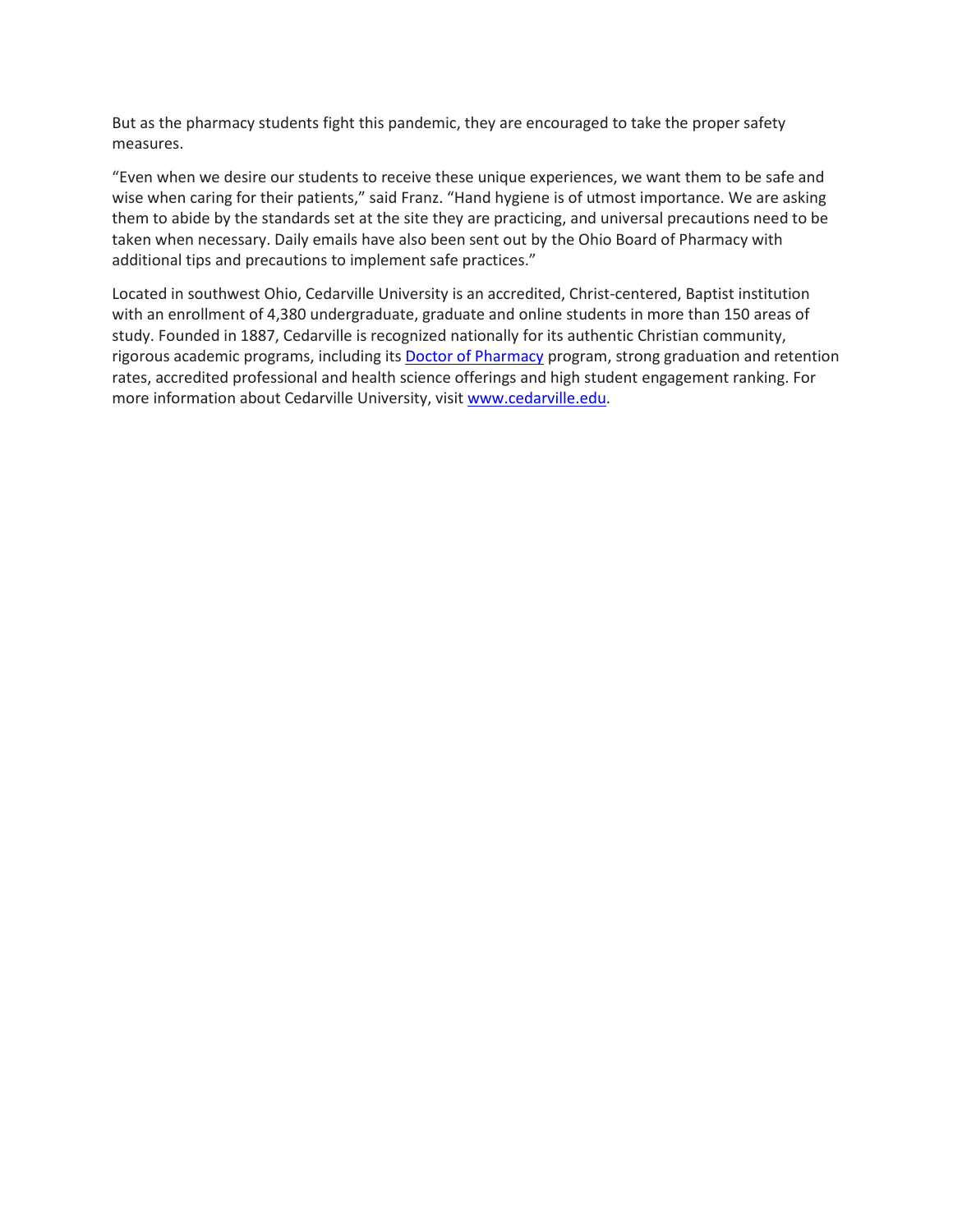But as the pharmacy students fight this pandemic, they are encouraged to take the proper safety measures.

"Even when we desire our students to receive these unique experiences, we want them to be safe and wise when caring for their patients," said Franz. "Hand hygiene is of utmost importance. We are asking them to abide by the standards set at the site they are practicing, and universal precautions need to be taken when necessary. Daily emails have also been sent out by the Ohio Board of Pharmacy with additional tips and precautions to implement safe practices."

Located in southwest Ohio, Cedarville University is an accredited, Christ-centered, Baptist institution with an enrollment of 4,380 undergraduate, graduate and online students in more than 150 areas of study. Founded in 1887, Cedarville is recognized nationally for its authentic Christian community, rigorous academic programs, including its [Doctor of Pharmacy]() program, strong graduation and retention rates, accredited professional and health science offerings and high student engagement ranking. For more information about Cedarville University, visit [www.cedarville.edu](http://www.cedarville.edu).